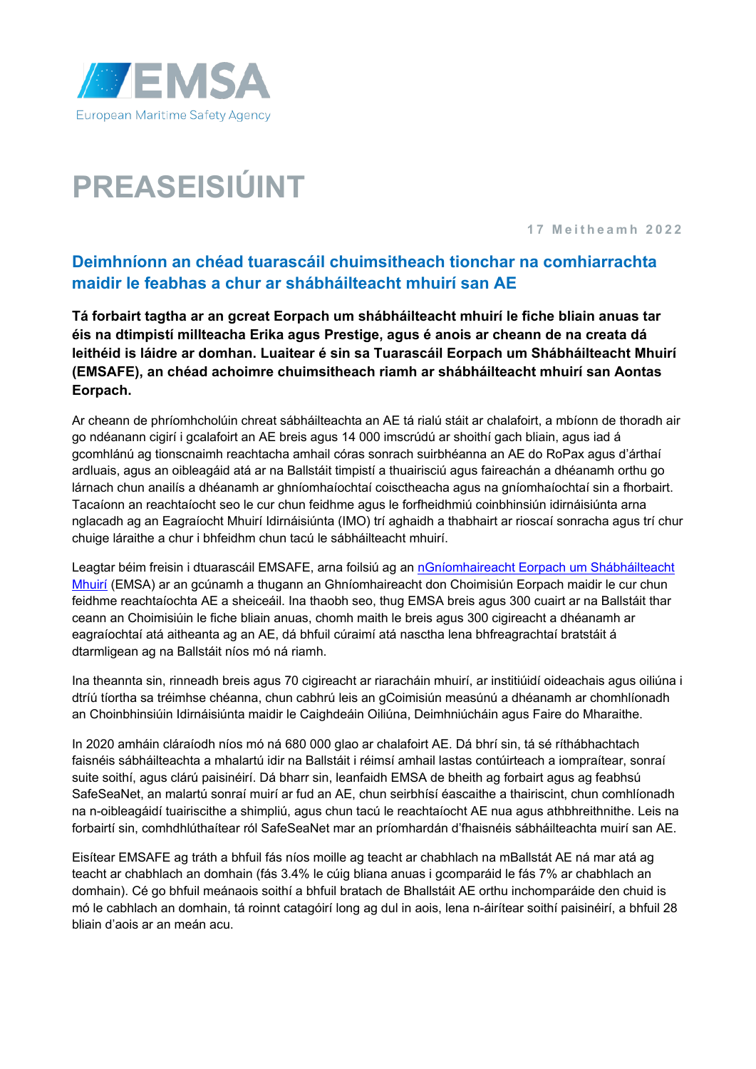EMSA

European Maritime Safety Agency

# PREASEISIÚINT

17 Meitheamh 2022

## Deimhníonn an chéad tuarascáil chuimsitheach tionchar na comhiarrachta maidir le feabhas a chur ar shábháilteacht mhuirí san AE

**Tá forbairt tagtha ar an gcreat Eorpach um shábháilteacht mhuirí le fiche bliain anuas tar éis na dtimpistí millteacha Erika agus Prestige, agus é anois ar cheann de na creata dá leithéid is láidre ar domhan. Luaitear é sin sa Tuarascáil Eorpach um Shábháilteacht Mhuirí (EMSAFE), an chéad achoimre chuimsitheach riamh ar shábháilteacht mhuirí san Aontas Eorpach.**

Ar cheann de phríomhcholúin chreat sábháilteachta an AE tá rialú stáit ar chalafoirt, a mbíonn de thoradh air go ndéanann cigirí i gcalafoirt an AE breis agus 14 000 imscrúdú ar shoithí gach bliain, agus iad á gcomhlánú ag tionscnaimh reachtacha amhail córas sonrach suirbhéanna an AE do RoPax agus d'árthaí ardluais, agus an oibleagáid atá ar na Ballstáit timpistí a thuairisciú agus faireachán a dhéanamh orthu go lárnach chun anailís a dhéanamh ar ghníomhaíochtaí coisctheacha agus na gníomhaíochtaí sin a fhorbairt. Tacaíonn an reachtaíocht seo le cur chun feidhme agus le forfheidhmiú coinbhinsiún idirnáisiúnta arna nglacadh ag an Eagraíocht Mhuirí Idirnáisiúnta (IMO) trí aghaidh a thabhairt ar rioscaí sonracha agus trí chur chuige láraithe a chur i bhfeidhm chun tacú le sábháilteacht mhuirí.

Leagtar béim freisin i dtuarascáil EMSAFE, arna foilsiú ag an nGníomhaireacht Eorpach um Shábháilteacht Mhuirí (EMSA) ar an gcúnamh a thugann an Ghníomhaireacht don Choimisiún Eorpach maidir le cur chun feidhme reachtaíochta AE a sheiceáil. Ina thaobh seo, thug EMSA breis agus 300 cuairt ar na Ballstáit thar ceann an Choimisiúin le fiche bliain anuas, chomh maith le breis agus 300 cigireacht a dhéanamh ar eagraíochtaí atá aitheanta ag an AE, dá bhfuil cúraimí atá nasctha lena bhfreagrachtaí bratstáit á dtarmligean ag na Ballstáit níos mó ná riamh.

Ina theannta sin, rinneadh breis agus 70 cigireacht ar riaracháin mhuirí, ar institiúidí oideachais agus oiliúna i dtríú tíortha sa tréimhse chéanna, chun cabhrú leis an gCoimisiún measúnú a dhéanamh ar chomhlíonadh an Choinbhinsiúin Idirnáisiúnta maidir le Caighdeáin Oiliúna, Deimhniúcháin agus Faire do Mharaithe.

In 2020 amháin cláraíodh níos mó ná 680 000 glao ar chalafoirt AE. Dá bhrí sin, tá sé ríthábhachtach faisnéis sábháilteachta a mhalartú idir na Ballstáit i réimsí amhail lastas contúirteach a iompraítear, sonraí suite soithí, agus clárú paisinéirí. Dá bharr sin, leanfaidh EMSA de bheith ag forbairt agus ag feabhsú SafeSeaNet, an malartú sonraí muirí ar fud an AE, chun seirbhísí éascaithe a thairiscint, chun comhlíonadh na n-oibleagáidí tuairiscithe a shimpliú, agus chun tacú le reachtaíocht AE nua agus athbhreithnithe. Leis na forbairtí sin, comhdhlúthaítear ról SafeSeaNet mar an príomhardán d'fhaisnéis sábháilteachta muirí san AE.

Eisítear EMSAFE ag tráth a bhfuil fás níos moille ag teacht ar chabhlach na mBallstát AE ná mar atá ag teacht ar chabhlach an domhain (fás 3.4% le cúig bliana anuas i gcomparáid le fás 7% ar chabhlach an domhain). Cé go bhfuil meánaois soithí a bhfuil bratach de Bhallstáit AE orthu inchomparáide den chuid is mó le cabhlach an domhain, tá roinnt catagóirí long ag dul in aois, lena n-áirítear soithí paisinéirí, a bhfuil 28 bliain d'aois ar an meán acu.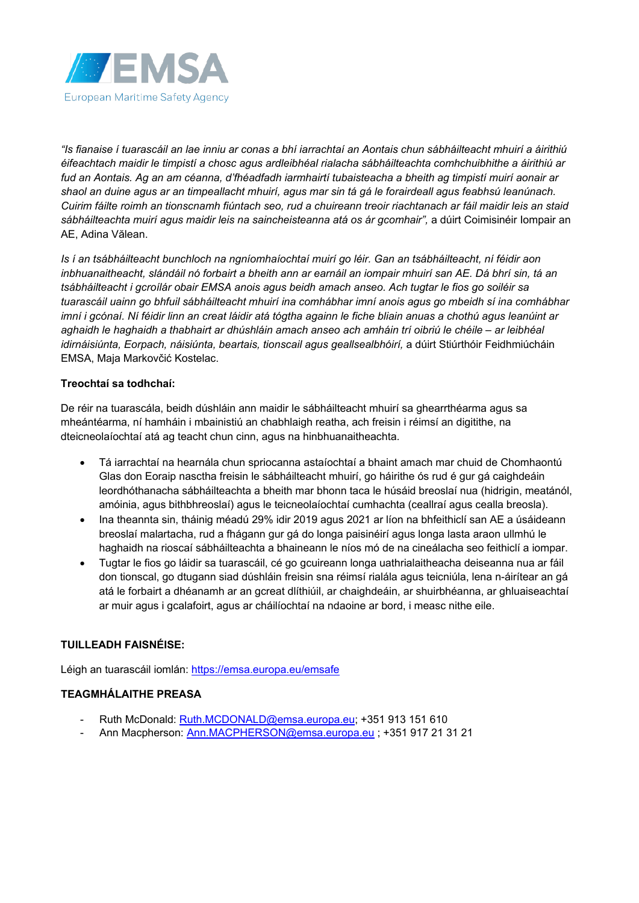*"Is fianaise í tuarascáil an lae inniu ar conas a bhí iarrachtaí an Aontais chun sábháilteacht mhuirí a áirithiú éifeachtach maidir le timpistí a chosc agus ardleibhéal rialacha sábháilteachta comhchuibhithe a áirithiú ar fud an Aontais. Ag an am céanna, d'fhéadfadh iarmhairtí tubaisteacha a bheith ag timpistí muirí aonair ar shaol an duine agus ar an timpeallacht mhuirí, agus mar sin tá gá le forairdeall agus feabhsú leanúnach. Cuirim fáilte roimh an tionscnamh fiúntach seo, rud a chuireann treoir riachtanach ar fáil maidir leis an staid sábháilteachta muirí agus maidir leis na saincheisteanna atá os ár gcomhair",* a dúirt Coimisinéir Iompair an AE, Adina Vălean.

*Is í an tsábháilteacht bunchloch na ngníomhaíochtaí muirí go léir. Gan an tsábháilteacht, ní féidir aon inbhuanaitheacht, slándáil nó forbairt a bheith ann ar earnáil an iompair mhuirí san AE. Dá bhrí sin, tá an tsábháilteacht i gcroílár obair EMSA anois agus beidh amach anseo. Ach tugtar le fios go soiléir sa tuarascáil uainn go bhfuil sábháilteacht mhuirí ina comhábhar imní anois agus go mbeidh sí ina comhábhar imní i gcónaí. Ní féidir linn an creat láidir atá tógtha againn le fiche bliain anuas a chothú agus leanúint ar aghaidh le haghaidh a thabhairt ar dhúshláin amach anseo ach amháin trí oibriú le chéile – ar leibhéal idirnáisiúnta, Eorpach, náisiúnta, beartais, tionscail agus geallsealbhóirí,* a dúirt Stiúrthóir Feidhmiúcháin EMSA, Maja Markovčić Kostelac.

**Treochtaí sa todhchaí:**

De réir na tuarascála, beidh dúshláin ann maidir le sábháilteacht mhuirí sa ghearrthéarma agus sa mheántéarma, ní hamháin i mbainistiú an chabhlaigh reatha, ach freisin i réimsí an digitithe, na dteicneolaíochtaí atá ag teacht chun cinn, agus na hinbhuanaitheachta.

- Tá iarrachtaí na hearnála chun spriocanna astaíochtaí a bhaint amach mar chuid de Chomhaontú Glas don Eoraip nasctha freisin le sábháilteacht mhuirí, go háirithe ós rud é gur gá caighdeáin leordhóthanacha sábháilteachta a bheith mar bhonn taca le húsáid breoslaí nua (hidrigin, meatánól, amóinia, agus bithbhreoslaí) agus le teicneolaíochtaí cumhachta (ceallraí agus cealla breosla).
- Ina theannta sin, tháinig méadú 29% idir 2019 agus 2021 ar líon na bhfeithiclí san AE a úsáideann breoslaí malartacha, rud a fhágann gur gá do longa paisinéirí agus longa lasta araon ullmhú le haghaidh na rioscaí sábháilteachta a bhaineann le níos mó de na cineálacha seo feithiclí a iompar.
- Tugtar le fios go láidir sa tuarascáil, cé go gcuireann longa uathrialaitheacha deiseanna nua ar fáil don tionscal, go dtugann siad dúshláin freisin sna réimsí rialála agus teicniúla, lena n-áirítear an gá atá le forbairt a dhéanamh ar an gcreat dlíthiúil, ar chaighdeáin, ar shuirbhéanna, ar ghluaiseachtaí ar muir agus i gcalafoirt, agus ar cháilíochtaí na ndaoine ar bord, i measc nithe eile.

**TUILLEADH FAISNÉISE:**

Léigh an tuarascáil iomlán: https://emsa.europa.eu/emsafe

**TEAGMHÁLAITHE PREASA**

- Ruth McDonald: Ruth.MCDONALD@emsa.europa.eu; +351 913 151 610
- Ann Macpherson: Ann.MACPHERSON@emsa.europa.eu ; +351 917 21 31 21